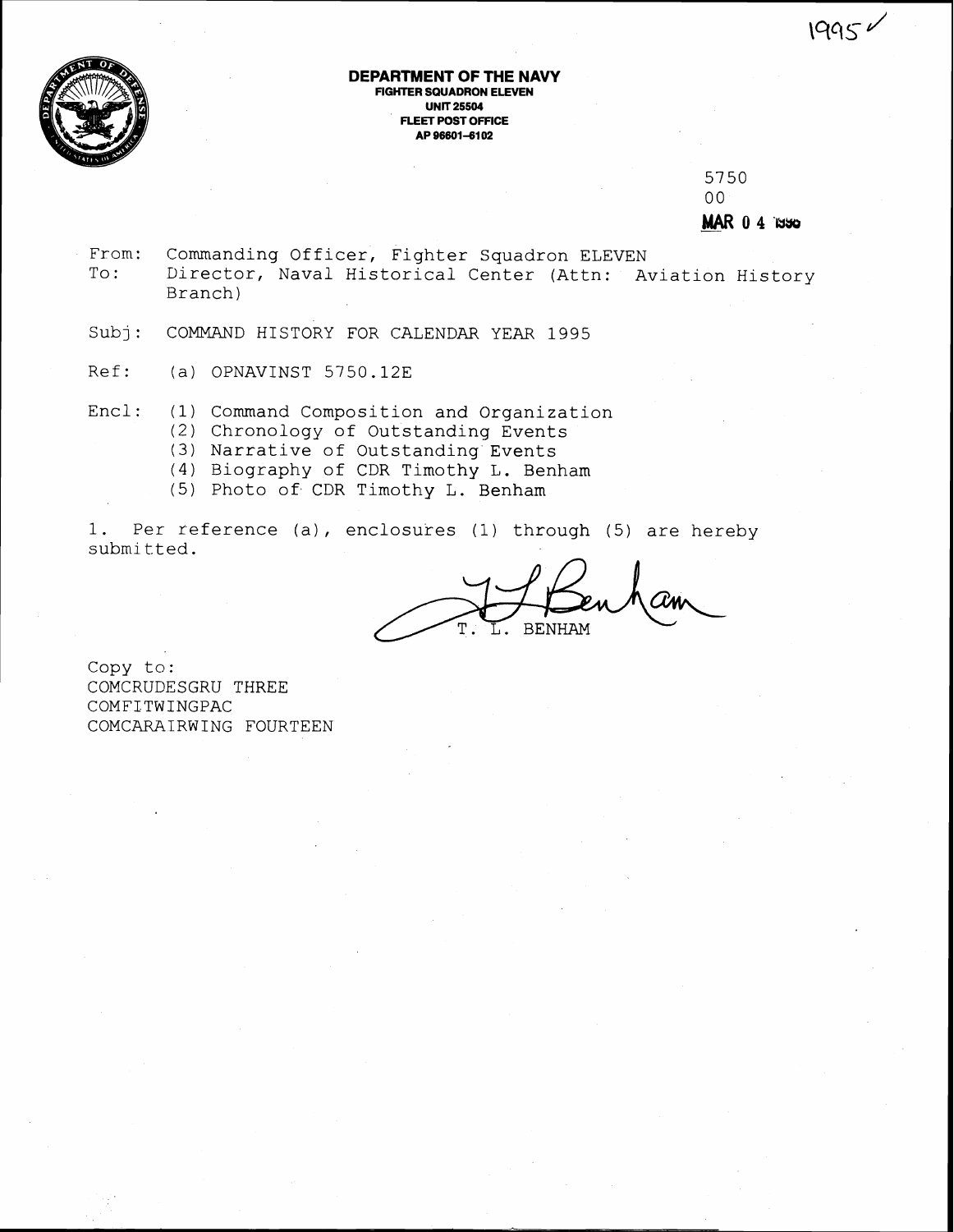1995✓

**DEPARTMENT OF THE NAVY**
**FIGHTER SQUADRON ELEVEN**
**UNIT 25504**
**FLEET POST OFFICE**
**AP 96601-6102**

5750
00
**MAR 04 1996**

From: Commanding Officer, Fighter Squadron ELEVEN
To: Director, Naval Historical Center (Attn: Aviation History Branch)

Subj: COMMAND HISTORY FOR CALENDAR YEAR 1995

Ref: (a) OPNAVINST 5750.12E

Encl: (1) Command Composition and Organization
(2) Chronology of Outstanding Events
(3) Narrative of Outstanding Events
(4) Biography of CDR Timothy L. Benham
(5) Photo of CDR Timothy L. Benham

1. Per reference (a), enclosures (1) through (5) are hereby submitted.

T. L. BENHAM

Copy to:
COMCRUDESGRU THREE
COMFITWINGPAC
COMCARAIRWING FOURTEEN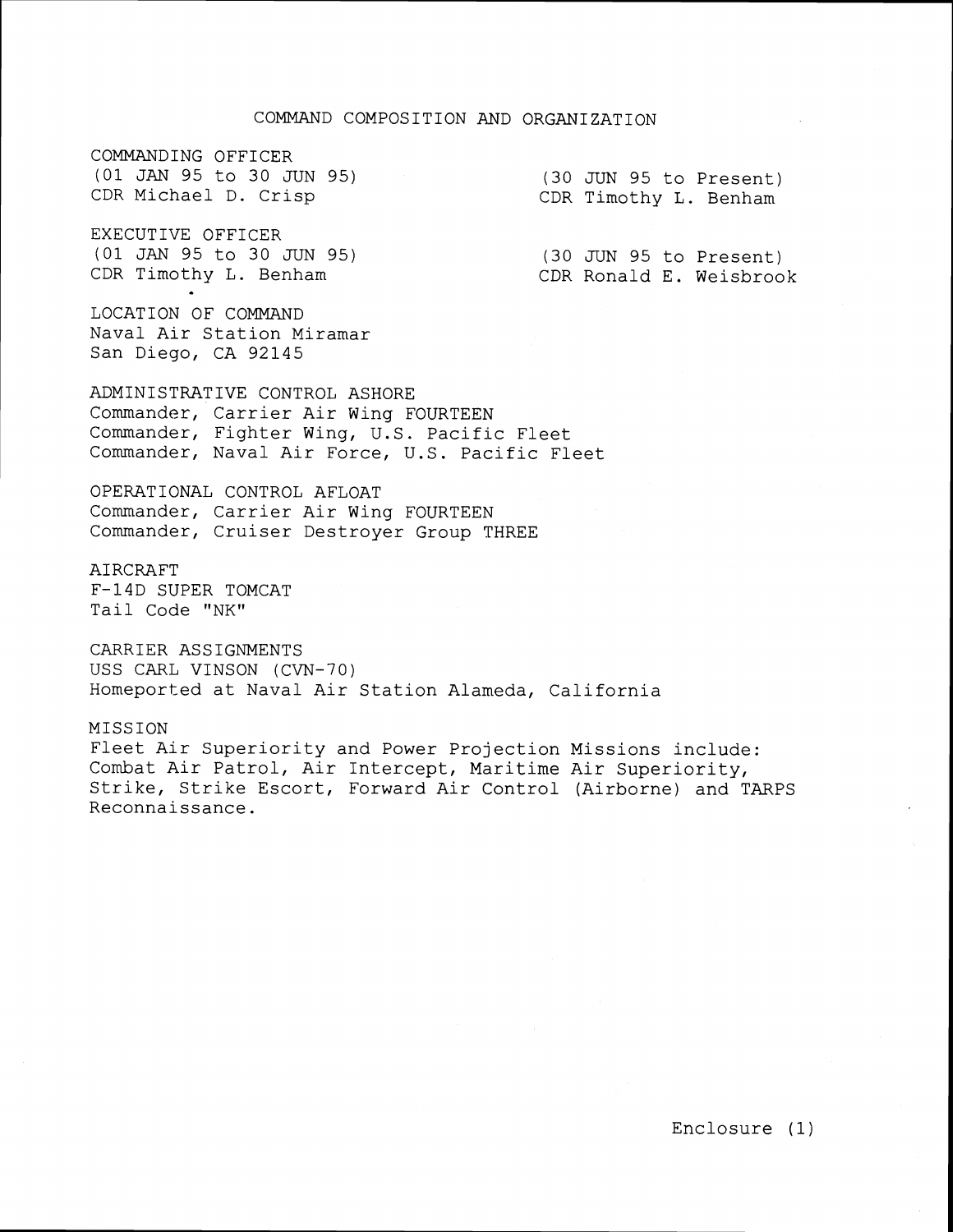# COMMAND COMPOSITION AND ORGANIZATION

COMMANDING OFFICER

(01 JAN 95 to 30 JUN 95)
CDR Michael D. Crisp

(30 JUN 95 to Present)
CDR Timothy L. Benham

EXECUTIVE OFFICER

(01 JAN 95 to 30 JUN 95)
CDR Timothy L. Benham

(30 JUN 95 to Present)
CDR Ronald E. Weisbrook

LOCATION OF COMMAND
Naval Air Station Miramar
San Diego, CA 92145

ADMINISTRATIVE CONTROL ASHORE
Commander, Carrier Air Wing FOURTEEN
Commander, Fighter Wing, U.S. Pacific Fleet
Commander, Naval Air Force, U.S. Pacific Fleet

OPERATIONAL CONTROL AFLOAT
Commander, Carrier Air Wing FOURTEEN
Commander, Cruiser Destroyer Group THREE

AIRCRAFT
F-14D SUPER TOMCAT
Tail Code "NK"

CARRIER ASSIGNMENTS
USS CARL VINSON (CVN-70)
Homeported at Naval Air Station Alameda, California

MISSION
Fleet Air Superiority and Power Projection Missions include: Combat Air Patrol, Air Intercept, Maritime Air Superiority, Strike, Strike Escort, Forward Air Control (Airborne) and TARPS Reconnaissance.

Enclosure (1)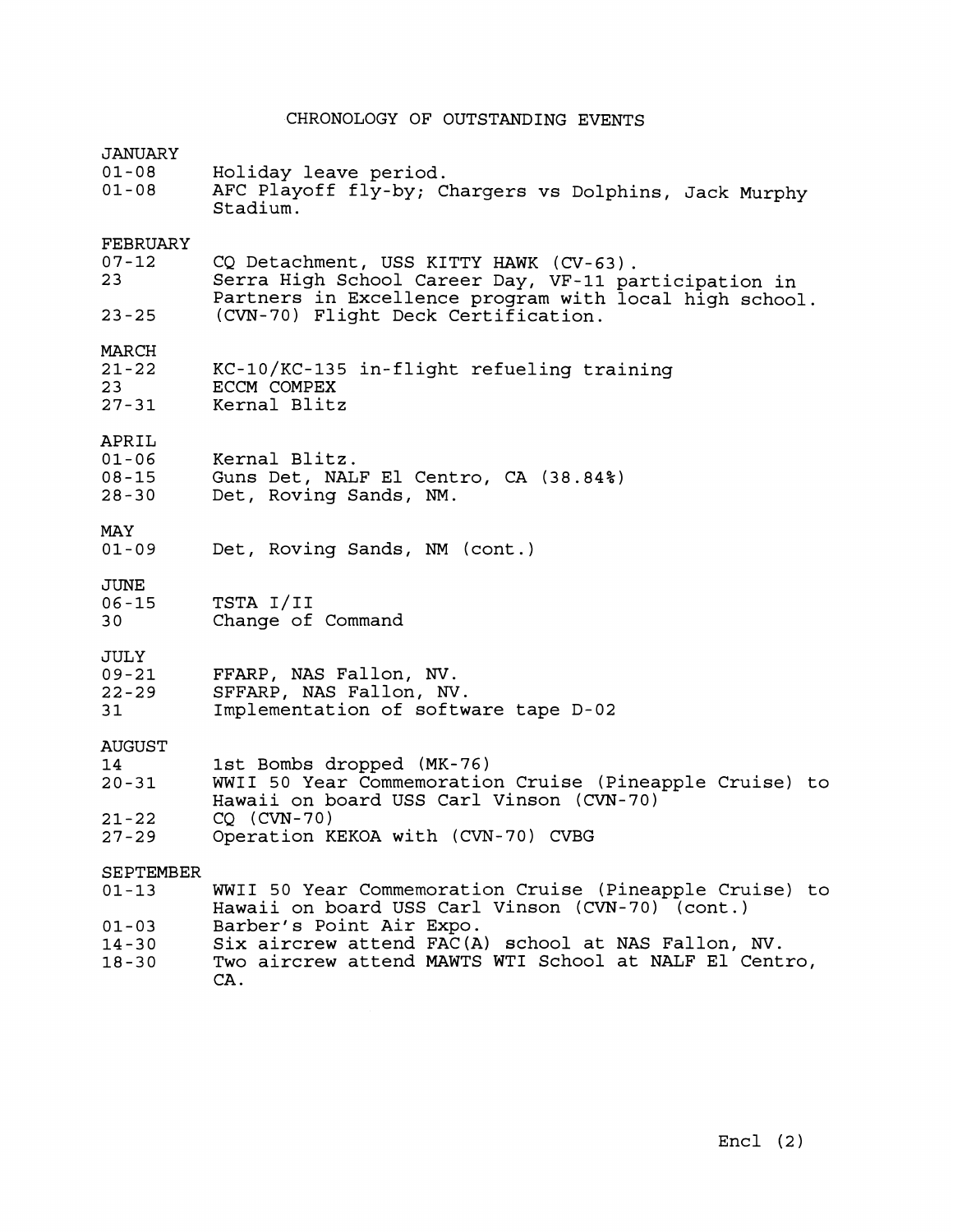# CHRONOLOGY OF OUTSTANDING EVENTS

## JANUARY

| | |
|---|---|
| 01-08 | Holiday leave period. |
| 01-08 | AFC Playoff fly-by; Chargers vs Dolphins, Jack Murphy Stadium. |

## FEBRUARY

| | |
|---|---|
| 07-12 | CQ Detachment, USS KITTY HAWK (CV-63). |
| 23 | Serra High School Career Day, VF-11 participation in Partners in Excellence program with local high school. |
| 23-25 | (CVN-70) Flight Deck Certification. |

## MARCH

| | |
|---|---|
| 21-22 | KC-10/KC-135 in-flight refueling training |
| 23 | ECCM COMPEX |
| 27-31 | Kernal Blitz |

## APRIL

| | |
|---|---|
| 01-06 | Kernal Blitz. |
| 08-15 | Guns Det, NALF El Centro, CA (38.84%) |
| 28-30 | Det, Roving Sands, NM. |

## MAY

| | |
|---|---|
| 01-09 | Det, Roving Sands, NM (cont.) |

## JUNE

| | |
|---|---|
| 06-15 | TSTA I/II |
| 30 | Change of Command |

## JULY

| | |
|---|---|
| 09-21 | FFARP, NAS Fallon, NV. |
| 22-29 | SFFARP, NAS Fallon, NV. |
| 31 | Implementation of software tape D-02 |

## AUGUST

| | |
|---|---|
| 14 | 1st Bombs dropped (MK-76) |
| 20-31 | WWII 50 Year Commemoration Cruise (Pineapple Cruise) to Hawaii on board USS Carl Vinson (CVN-70) |
| 21-22 | CQ (CVN-70) |
| 27-29 | Operation KEKOA with (CVN-70) CVBG |

## SEPTEMBER

| | |
|---|---|
| 01-13 | WWII 50 Year Commemoration Cruise (Pineapple Cruise) to Hawaii on board USS Carl Vinson (CVN-70) (cont.) |
| 01-03 | Barber's Point Air Expo. |
| 14-30 | Six aircrew attend FAC(A) school at NAS Fallon, NV. |
| 18-30 | Two aircrew attend MAWTS WTI School at NALF El Centro, CA. |

Encl (2)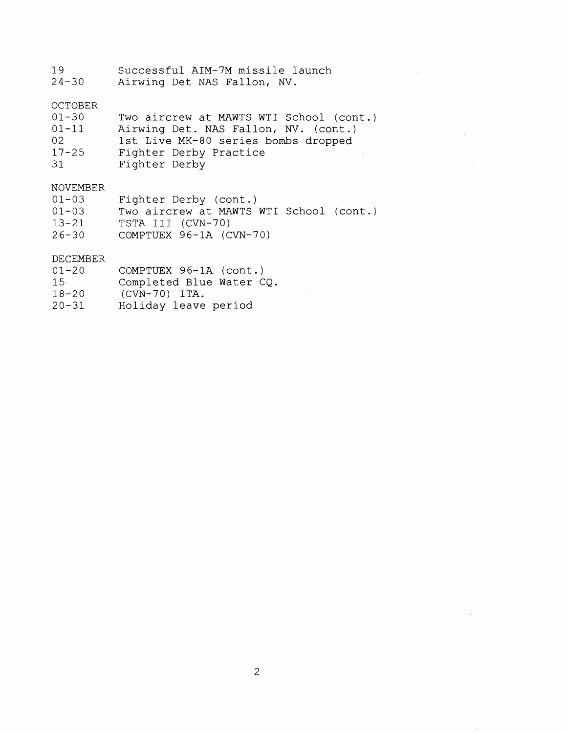19 Successful AIM-7M missile launch
24-30 Airwing Det NAS Fallon, NV.

OCTOBER

| | |
|---|---|
| 01-30 | Two aircrew at MAWTS WTI School (cont.) |
| 01-11 | Airwing Det. NAS Fallon, NV. (cont.) |
| 02 | 1st Live MK-80 series bombs dropped |
| 17-25 | Fighter Derby Practice |
| 31 | Fighter Derby |

NOVEMBER

| | |
|---|---|
| 01-03 | Fighter Derby (cont.) |
| 01-03 | Two aircrew at MAWTS WTI School (cont.) |
| 13-21 | TSTA III (CVN-70) |
| 26-30 | COMPTUEX 96-1A (CVN-70) |

DECEMBER

| | |
|---|---|
| 01-20 | COMPTUEX 96-1A (cont.) |
| 15 | Completed Blue Water CQ. |
| 18-20 | (CVN-70) ITA. |
| 20-31 | Holiday leave period |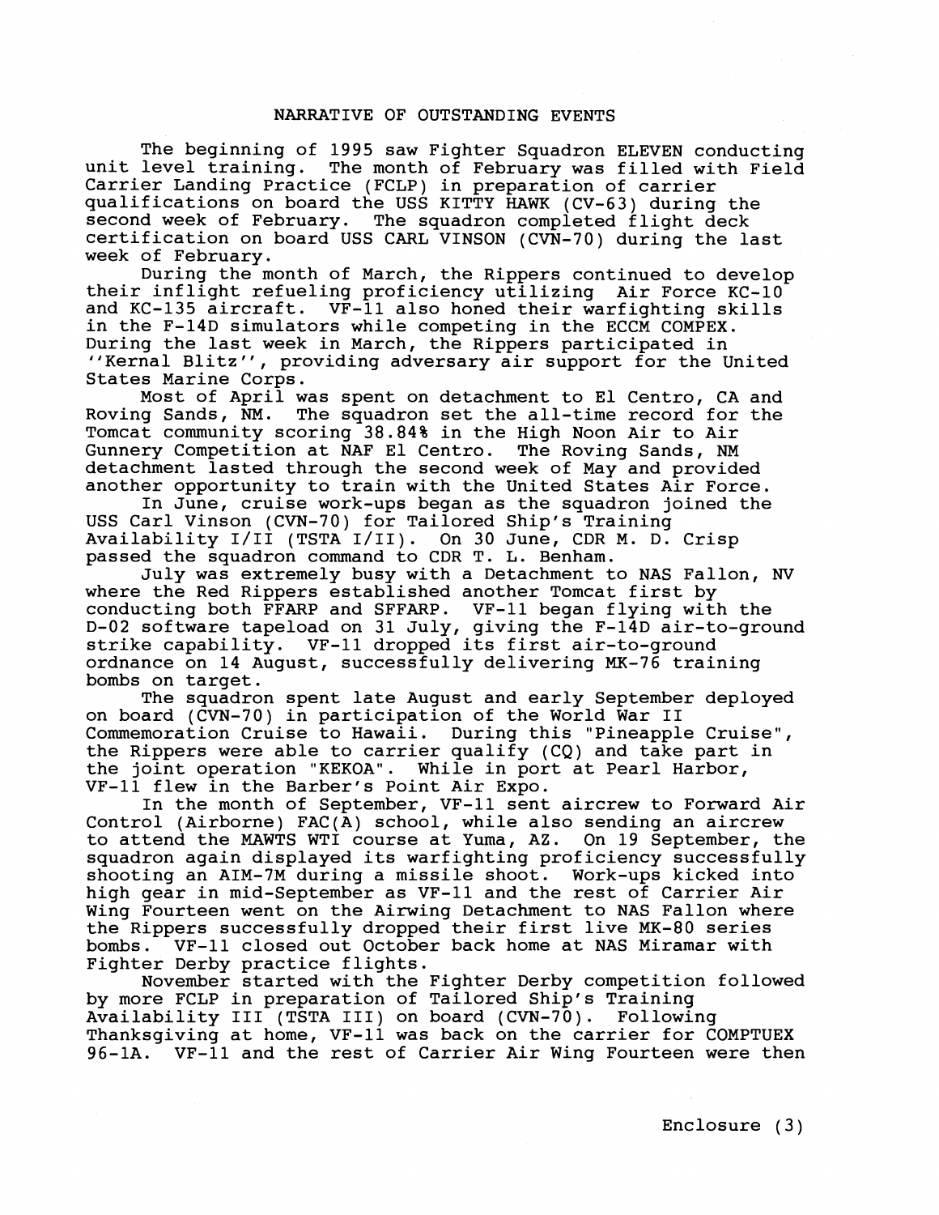## NARRATIVE OF OUTSTANDING EVENTS

The beginning of 1995 saw Fighter Squadron ELEVEN conducting unit level training. The month of February was filled with Field Carrier Landing Practice (FCLP) in preparation of carrier qualifications on board the USS KITTY HAWK (CV-63) during the second week of February. The squadron completed flight deck certification on board USS CARL VINSON (CVN-70) during the last week of February.

During the month of March, the Rippers continued to develop their inflight refueling proficiency utilizing Air Force KC-10 and KC-135 aircraft. VF-11 also honed their warfighting skills in the F-14D simulators while competing in the ECCM COMPEX. During the last week in March, the Rippers participated in ''Kernal Blitz'', providing adversary air support for the United States Marine Corps.

Most of April was spent on detachment to El Centro, CA and Roving Sands, NM. The squadron set the all-time record for the Tomcat community scoring 38.84% in the High Noon Air to Air Gunnery Competition at NAF El Centro. The Roving Sands, NM detachment lasted through the second week of May and provided another opportunity to train with the United States Air Force.

In June, cruise work-ups began as the squadron joined the USS Carl Vinson (CVN-70) for Tailored Ship's Training Availability I/II (TSTA I/II). On 30 June, CDR M. D. Crisp passed the squadron command to CDR T. L. Benham.

July was extremely busy with a Detachment to NAS Fallon, NV where the Red Rippers established another Tomcat first by conducting both FFARP and SFFARP. VF-11 began flying with the D-02 software tapeload on 31 July, giving the F-14D air-to-ground strike capability. VF-11 dropped its first air-to-ground ordnance on 14 August, successfully delivering MK-76 training bombs on target.

The squadron spent late August and early September deployed on board (CVN-70) in participation of the World War II Commemoration Cruise to Hawaii. During this "Pineapple Cruise", the Rippers were able to carrier qualify (CQ) and take part in the joint operation "KEKOA". While in port at Pearl Harbor, VF-11 flew in the Barber's Point Air Expo.

In the month of September, VF-11 sent aircrew to Forward Air Control (Airborne) FAC(A) school, while also sending an aircrew to attend the MAWTS WTI course at Yuma, AZ. On 19 September, the squadron again displayed its warfighting proficiency successfully shooting an AIM-7M during a missile shoot. Work-ups kicked into high gear in mid-September as VF-11 and the rest of Carrier Air Wing Fourteen went on the Airwing Detachment to NAS Fallon where the Rippers successfully dropped their first live MK-80 series bombs. VF-11 closed out October back home at NAS Miramar with Fighter Derby practice flights.

November started with the Fighter Derby competition followed by more FCLP in preparation of Tailored Ship's Training Availability III (TSTA III) on board (CVN-70). Following Thanksgiving at home, VF-11 was back on the carrier for COMPTUEX 96-1A. VF-11 and the rest of Carrier Air Wing Fourteen were then

Enclosure (3)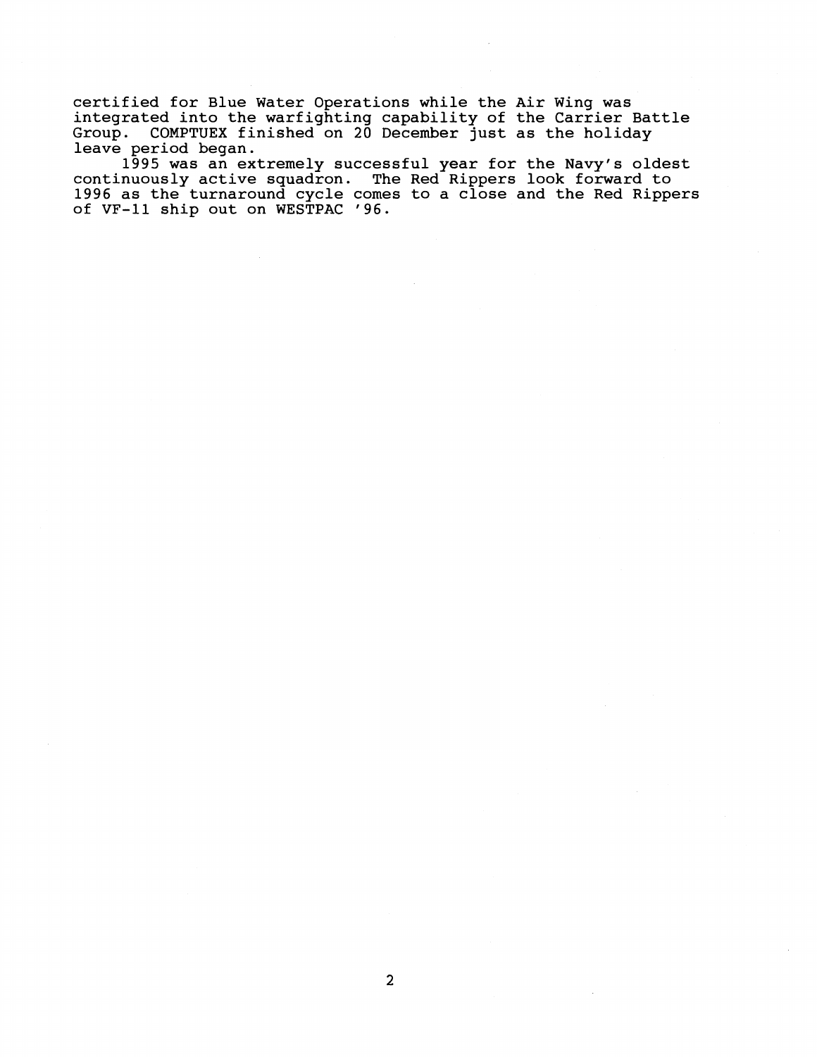certified for Blue Water Operations while the Air Wing was integrated into the warfighting capability of the Carrier Battle Group. COMPTUEX finished on 20 December just as the holiday leave period began.

1995 was an extremely successful year for the Navy's oldest continuously active squadron. The Red Rippers look forward to 1996 as the turnaround cycle comes to a close and the Red Rippers of VF-11 ship out on WESTPAC '96.